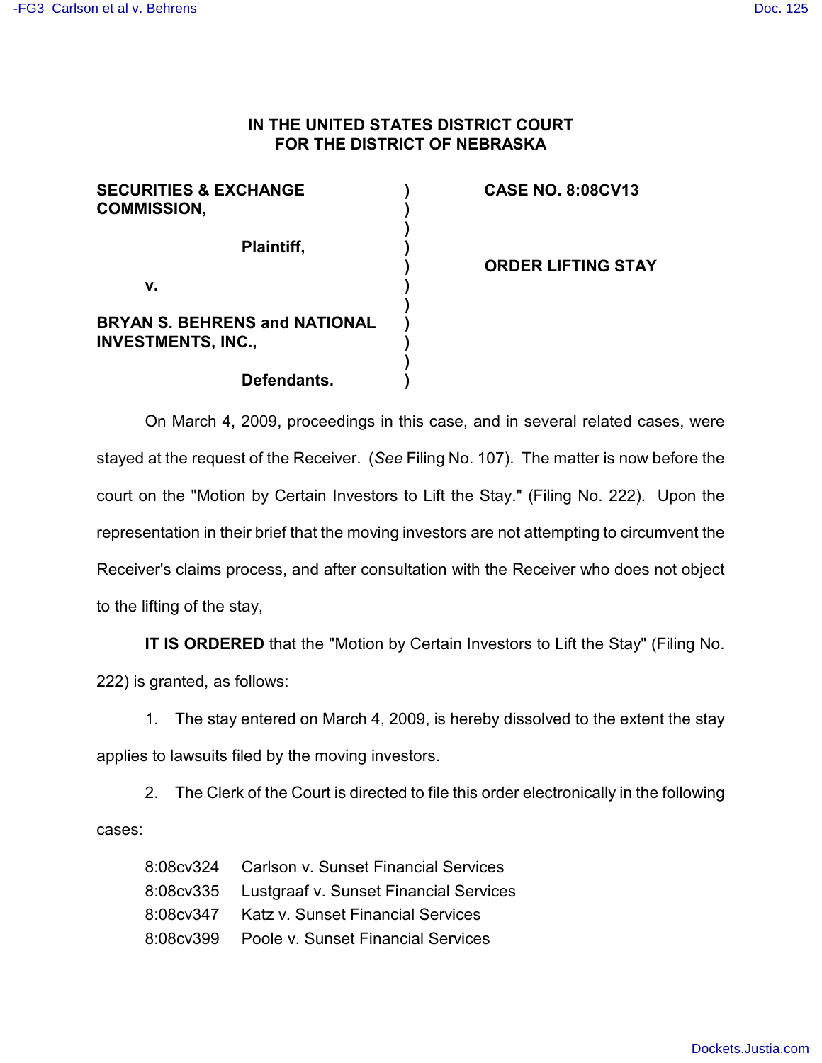# IN THE UNITED STATES DISTRICT COURT FOR THE DISTRICT OF NEBRASKA

| | | |
|---|---|---|
| **SECURITIES & EXCHANGE COMMISSION,** | ) | **CASE NO. 8:08CV13** |
| **Plaintiff,** | ) | |
| **v.** | ) | **ORDER LIFTING STAY** |
| **BRYAN S. BEHRENS and NATIONAL INVESTMENTS, INC.,** | ) | |
| **Defendants.** | ) | |

On March 4, 2009, proceedings in this case, and in several related cases, were stayed at the request of the Receiver. (*See* Filing No. 107). The matter is now before the court on the "Motion by Certain Investors to Lift the Stay." (Filing No. 222). Upon the representation in their brief that the moving investors are not attempting to circumvent the Receiver's claims process, and after consultation with the Receiver who does not object to the lifting of the stay,

**IT IS ORDERED** that the "Motion by Certain Investors to Lift the Stay" (Filing No. 222) is granted, as follows:

1. The stay entered on March 4, 2009, is hereby dissolved to the extent the stay applies to lawsuits filed by the moving investors.

2. The Clerk of the Court is directed to file this order electronically in the following cases:

8:08cv324 Carlson v. Sunset Financial Services
8:08cv335 Lustgraaf v. Sunset Financial Services
8:08cv347 Katz v. Sunset Financial Services
8:08cv399 Poole v. Sunset Financial Services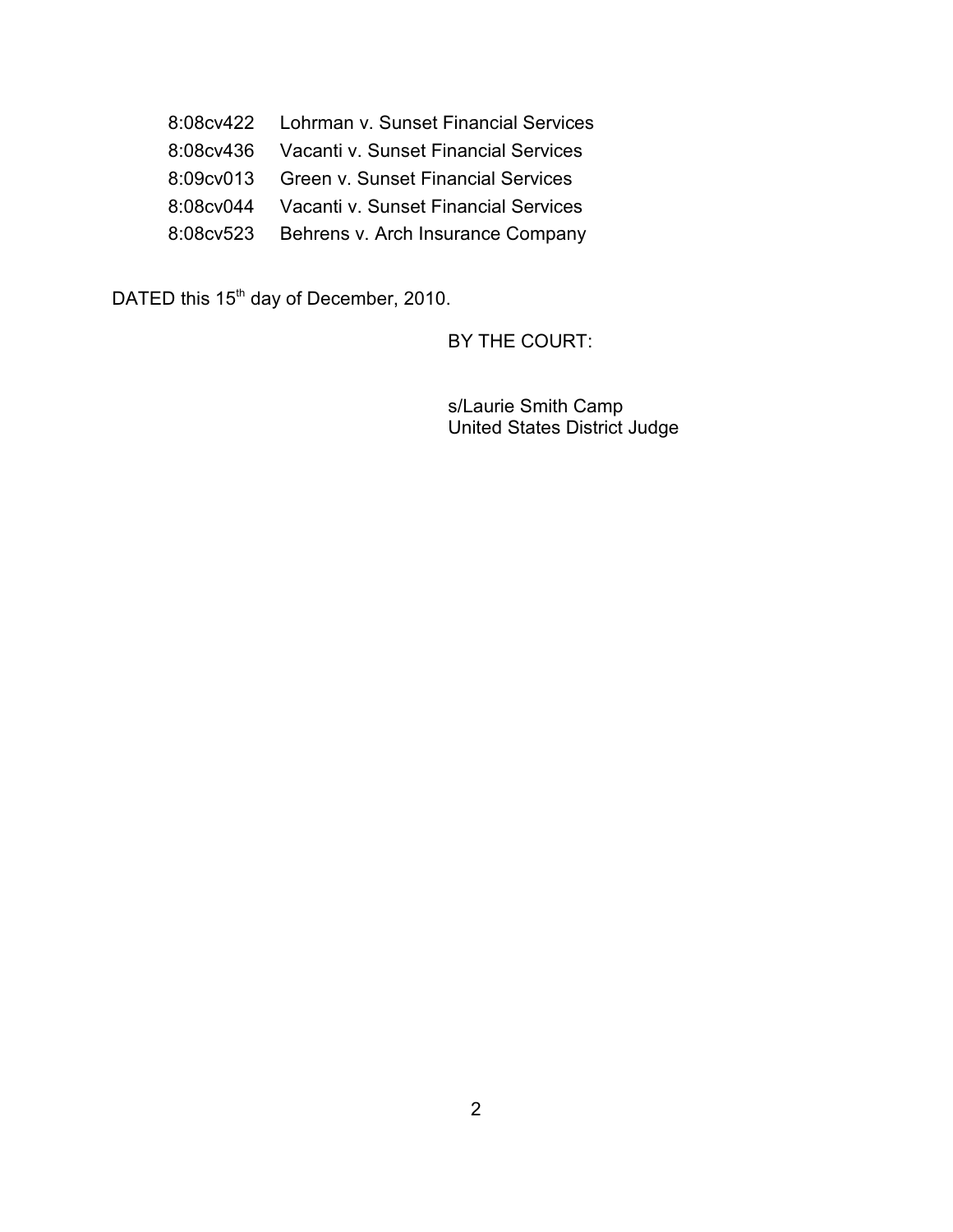| | |
|---|---|
| 8:08cv422 | Lohrman v. Sunset Financial Services |
| 8:08cv436 | Vacanti v. Sunset Financial Services |
| 8:09cv013 | Green v. Sunset Financial Services |
| 8:08cv044 | Vacanti v. Sunset Financial Services |
| 8:08cv523 | Behrens v. Arch Insurance Company |

DATED this 15th day of December, 2010.

BY THE COURT:

s/Laurie Smith Camp
United States District Judge